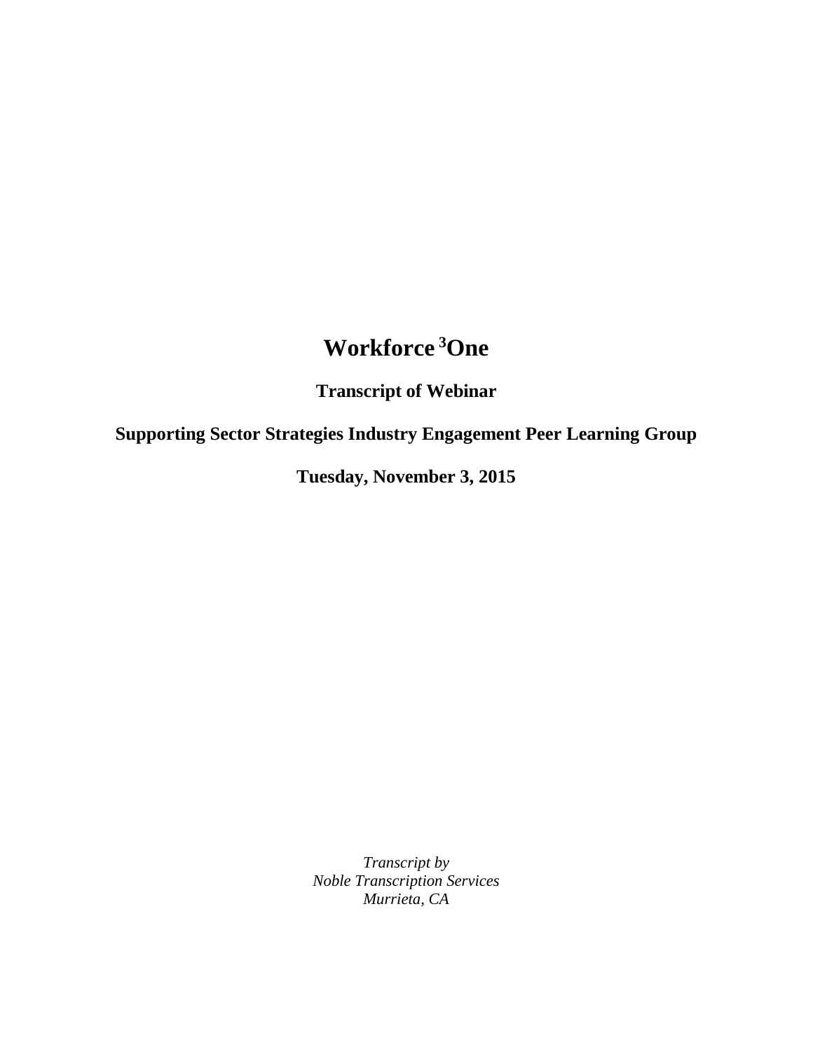# Workforce [3]One

**Transcript of Webinar**

**Supporting Sector Strategies Industry Engagement Peer Learning Group**

**Tuesday, November 3, 2015**

*Transcript by*
*Noble Transcription Services*
*Murrieta, CA*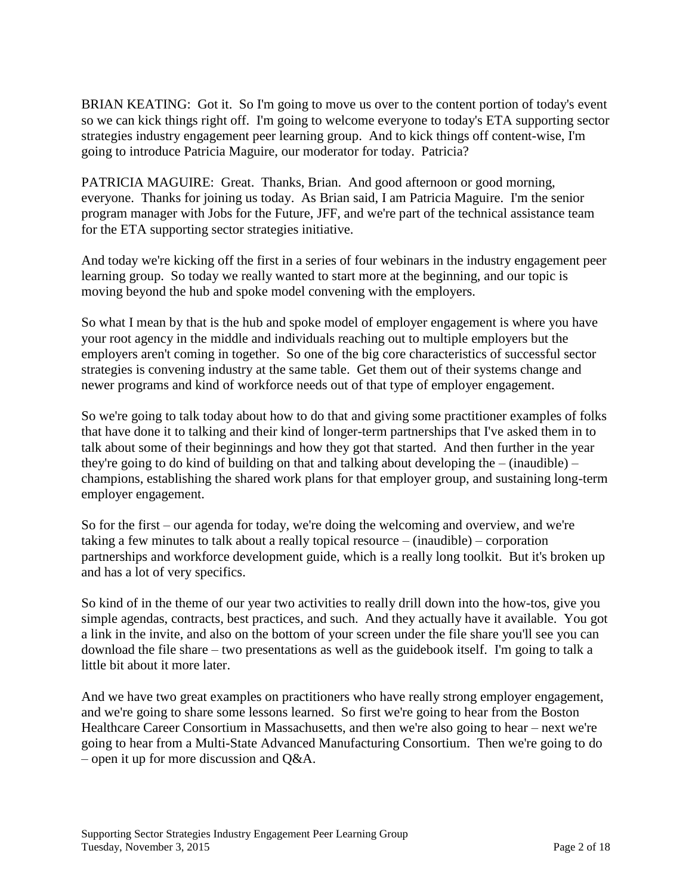BRIAN KEATING: Got it. So I'm going to move us over to the content portion of today's event so we can kick things right off. I'm going to welcome everyone to today's ETA supporting sector strategies industry engagement peer learning group. And to kick things off content-wise, I'm going to introduce Patricia Maguire, our moderator for today. Patricia?

PATRICIA MAGUIRE: Great. Thanks, Brian. And good afternoon or good morning, everyone. Thanks for joining us today. As Brian said, I am Patricia Maguire. I'm the senior program manager with Jobs for the Future, JFF, and we're part of the technical assistance team for the ETA supporting sector strategies initiative.

And today we're kicking off the first in a series of four webinars in the industry engagement peer learning group. So today we really wanted to start more at the beginning, and our topic is moving beyond the hub and spoke model convening with the employers.

So what I mean by that is the hub and spoke model of employer engagement is where you have your root agency in the middle and individuals reaching out to multiple employers but the employers aren't coming in together. So one of the big core characteristics of successful sector strategies is convening industry at the same table. Get them out of their systems change and newer programs and kind of workforce needs out of that type of employer engagement.

So we're going to talk today about how to do that and giving some practitioner examples of folks that have done it to talking and their kind of longer-term partnerships that I've asked them in to talk about some of their beginnings and how they got that started. And then further in the year they're going to do kind of building on that and talking about developing the – (inaudible) – champions, establishing the shared work plans for that employer group, and sustaining long-term employer engagement.

So for the first – our agenda for today, we're doing the welcoming and overview, and we're taking a few minutes to talk about a really topical resource – (inaudible) – corporation partnerships and workforce development guide, which is a really long toolkit. But it's broken up and has a lot of very specifics.

So kind of in the theme of our year two activities to really drill down into the how-tos, give you simple agendas, contracts, best practices, and such. And they actually have it available. You got a link in the invite, and also on the bottom of your screen under the file share you'll see you can download the file share – two presentations as well as the guidebook itself. I'm going to talk a little bit about it more later.

And we have two great examples on practitioners who have really strong employer engagement, and we're going to share some lessons learned. So first we're going to hear from the Boston Healthcare Career Consortium in Massachusetts, and then we're also going to hear – next we're going to hear from a Multi-State Advanced Manufacturing Consortium. Then we're going to do – open it up for more discussion and Q&A.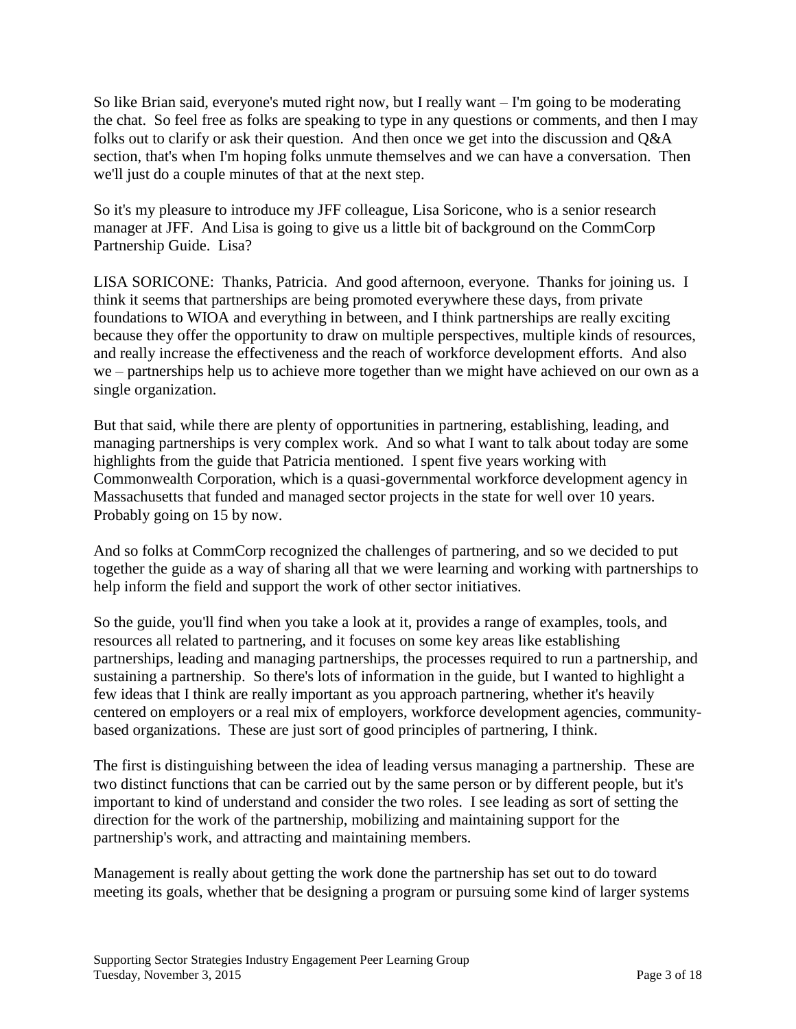So like Brian said, everyone's muted right now, but I really want – I'm going to be moderating the chat. So feel free as folks are speaking to type in any questions or comments, and then I may folks out to clarify or ask their question. And then once we get into the discussion and Q&A section, that's when I'm hoping folks unmute themselves and we can have a conversation. Then we'll just do a couple minutes of that at the next step.

So it's my pleasure to introduce my JFF colleague, Lisa Soricone, who is a senior research manager at JFF. And Lisa is going to give us a little bit of background on the CommCorp Partnership Guide. Lisa?

LISA SORICONE: Thanks, Patricia. And good afternoon, everyone. Thanks for joining us. I think it seems that partnerships are being promoted everywhere these days, from private foundations to WIOA and everything in between, and I think partnerships are really exciting because they offer the opportunity to draw on multiple perspectives, multiple kinds of resources, and really increase the effectiveness and the reach of workforce development efforts. And also we – partnerships help us to achieve more together than we might have achieved on our own as a single organization.

But that said, while there are plenty of opportunities in partnering, establishing, leading, and managing partnerships is very complex work. And so what I want to talk about today are some highlights from the guide that Patricia mentioned. I spent five years working with Commonwealth Corporation, which is a quasi-governmental workforce development agency in Massachusetts that funded and managed sector projects in the state for well over 10 years. Probably going on 15 by now.

And so folks at CommCorp recognized the challenges of partnering, and so we decided to put together the guide as a way of sharing all that we were learning and working with partnerships to help inform the field and support the work of other sector initiatives.

So the guide, you'll find when you take a look at it, provides a range of examples, tools, and resources all related to partnering, and it focuses on some key areas like establishing partnerships, leading and managing partnerships, the processes required to run a partnership, and sustaining a partnership. So there's lots of information in the guide, but I wanted to highlight a few ideas that I think are really important as you approach partnering, whether it's heavily centered on employers or a real mix of employers, workforce development agencies, community-based organizations. These are just sort of good principles of partnering, I think.

The first is distinguishing between the idea of leading versus managing a partnership. These are two distinct functions that can be carried out by the same person or by different people, but it's important to kind of understand and consider the two roles. I see leading as sort of setting the direction for the work of the partnership, mobilizing and maintaining support for the partnership's work, and attracting and maintaining members.

Management is really about getting the work done the partnership has set out to do toward meeting its goals, whether that be designing a program or pursuing some kind of larger systems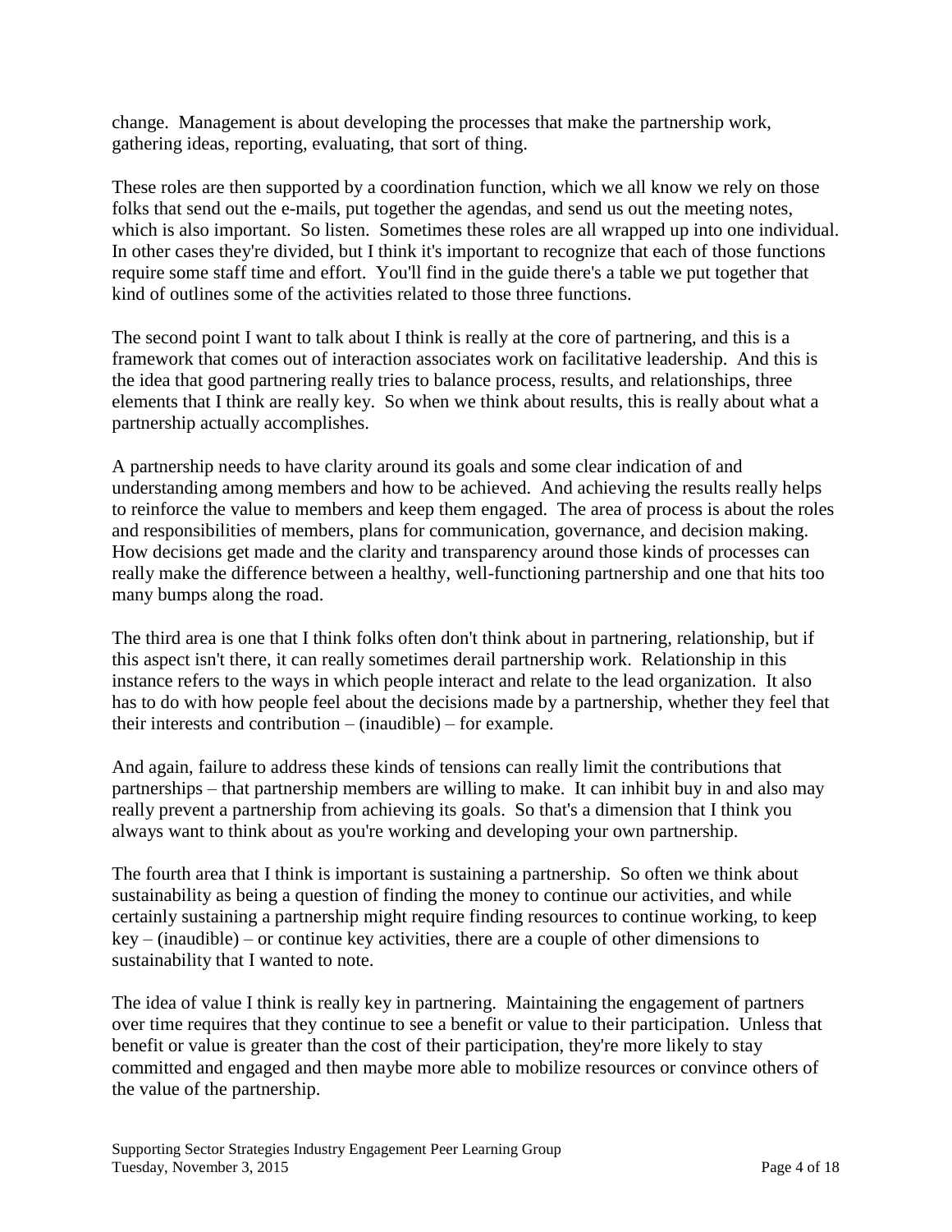change. Management is about developing the processes that make the partnership work, gathering ideas, reporting, evaluating, that sort of thing.

These roles are then supported by a coordination function, which we all know we rely on those folks that send out the e-mails, put together the agendas, and send us out the meeting notes, which is also important. So listen. Sometimes these roles are all wrapped up into one individual. In other cases they're divided, but I think it's important to recognize that each of those functions require some staff time and effort. You'll find in the guide there's a table we put together that kind of outlines some of the activities related to those three functions.

The second point I want to talk about I think is really at the core of partnering, and this is a framework that comes out of interaction associates work on facilitative leadership. And this is the idea that good partnering really tries to balance process, results, and relationships, three elements that I think are really key. So when we think about results, this is really about what a partnership actually accomplishes.

A partnership needs to have clarity around its goals and some clear indication of and understanding among members and how to be achieved. And achieving the results really helps to reinforce the value to members and keep them engaged. The area of process is about the roles and responsibilities of members, plans for communication, governance, and decision making. How decisions get made and the clarity and transparency around those kinds of processes can really make the difference between a healthy, well-functioning partnership and one that hits too many bumps along the road.

The third area is one that I think folks often don't think about in partnering, relationship, but if this aspect isn't there, it can really sometimes derail partnership work. Relationship in this instance refers to the ways in which people interact and relate to the lead organization. It also has to do with how people feel about the decisions made by a partnership, whether they feel that their interests and contribution – (inaudible) – for example.

And again, failure to address these kinds of tensions can really limit the contributions that partnerships – that partnership members are willing to make. It can inhibit buy in and also may really prevent a partnership from achieving its goals. So that's a dimension that I think you always want to think about as you're working and developing your own partnership.

The fourth area that I think is important is sustaining a partnership. So often we think about sustainability as being a question of finding the money to continue our activities, and while certainly sustaining a partnership might require finding resources to continue working, to keep key – (inaudible) – or continue key activities, there are a couple of other dimensions to sustainability that I wanted to note.

The idea of value I think is really key in partnering. Maintaining the engagement of partners over time requires that they continue to see a benefit or value to their participation. Unless that benefit or value is greater than the cost of their participation, they're more likely to stay committed and engaged and then maybe more able to mobilize resources or convince others of the value of the partnership.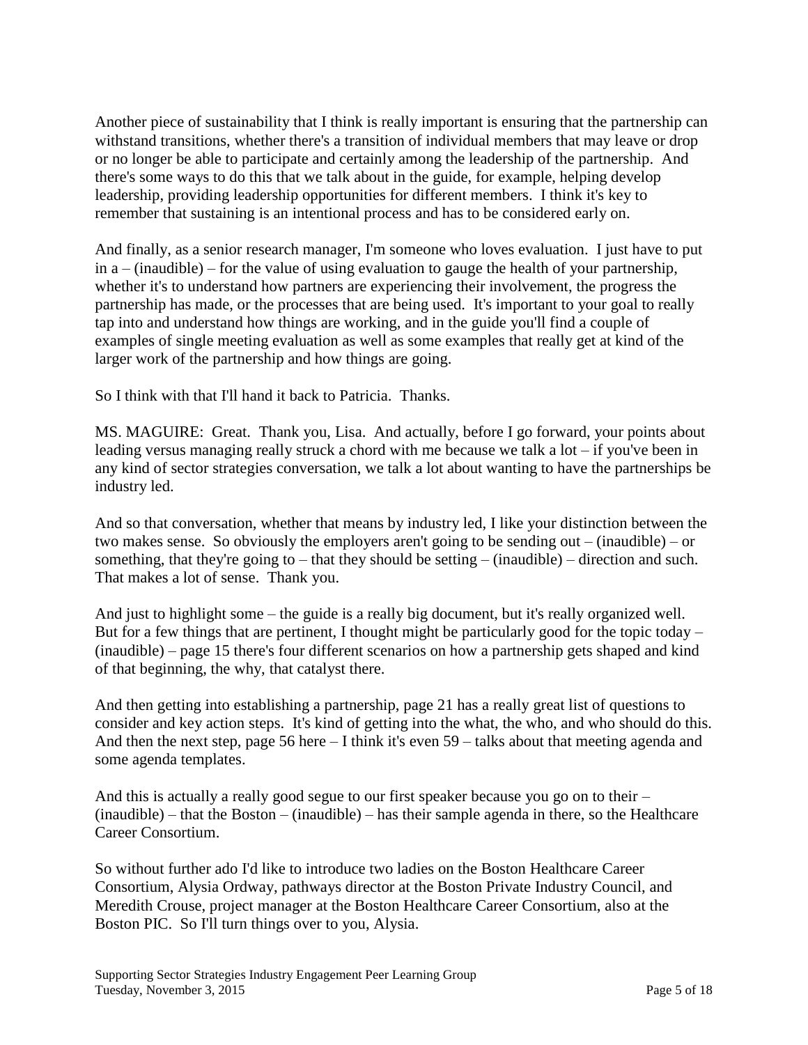Another piece of sustainability that I think is really important is ensuring that the partnership can withstand transitions, whether there's a transition of individual members that may leave or drop or no longer be able to participate and certainly among the leadership of the partnership. And there's some ways to do this that we talk about in the guide, for example, helping develop leadership, providing leadership opportunities for different members. I think it's key to remember that sustaining is an intentional process and has to be considered early on.

And finally, as a senior research manager, I'm someone who loves evaluation. I just have to put in a – (inaudible) – for the value of using evaluation to gauge the health of your partnership, whether it's to understand how partners are experiencing their involvement, the progress the partnership has made, or the processes that are being used. It's important to your goal to really tap into and understand how things are working, and in the guide you'll find a couple of examples of single meeting evaluation as well as some examples that really get at kind of the larger work of the partnership and how things are going.

So I think with that I'll hand it back to Patricia. Thanks.

MS. MAGUIRE: Great. Thank you, Lisa. And actually, before I go forward, your points about leading versus managing really struck a chord with me because we talk a lot – if you've been in any kind of sector strategies conversation, we talk a lot about wanting to have the partnerships be industry led.

And so that conversation, whether that means by industry led, I like your distinction between the two makes sense. So obviously the employers aren't going to be sending out – (inaudible) – or something, that they're going to – that they should be setting – (inaudible) – direction and such. That makes a lot of sense. Thank you.

And just to highlight some – the guide is a really big document, but it's really organized well. But for a few things that are pertinent, I thought might be particularly good for the topic today – (inaudible) – page 15 there's four different scenarios on how a partnership gets shaped and kind of that beginning, the why, that catalyst there.

And then getting into establishing a partnership, page 21 has a really great list of questions to consider and key action steps. It's kind of getting into the what, the who, and who should do this. And then the next step, page 56 here – I think it's even 59 – talks about that meeting agenda and some agenda templates.

And this is actually a really good segue to our first speaker because you go on to their – (inaudible) – that the Boston – (inaudible) – has their sample agenda in there, so the Healthcare Career Consortium.

So without further ado I'd like to introduce two ladies on the Boston Healthcare Career Consortium, Alysia Ordway, pathways director at the Boston Private Industry Council, and Meredith Crouse, project manager at the Boston Healthcare Career Consortium, also at the Boston PIC. So I'll turn things over to you, Alysia.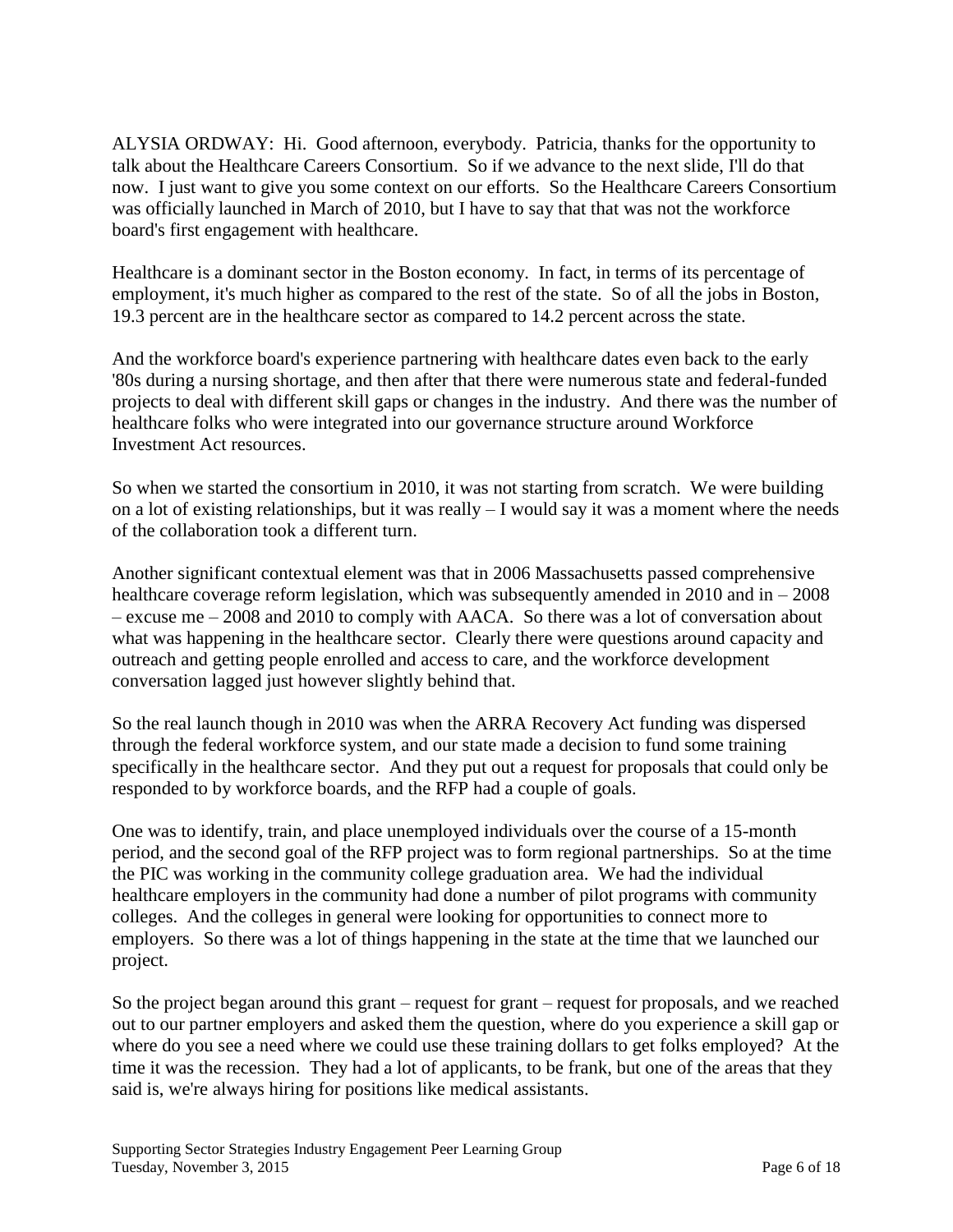ALYSIA ORDWAY: Hi. Good afternoon, everybody. Patricia, thanks for the opportunity to talk about the Healthcare Careers Consortium. So if we advance to the next slide, I'll do that now. I just want to give you some context on our efforts. So the Healthcare Careers Consortium was officially launched in March of 2010, but I have to say that that was not the workforce board's first engagement with healthcare.

Healthcare is a dominant sector in the Boston economy. In fact, in terms of its percentage of employment, it's much higher as compared to the rest of the state. So of all the jobs in Boston, 19.3 percent are in the healthcare sector as compared to 14.2 percent across the state.

And the workforce board's experience partnering with healthcare dates even back to the early '80s during a nursing shortage, and then after that there were numerous state and federal-funded projects to deal with different skill gaps or changes in the industry. And there was the number of healthcare folks who were integrated into our governance structure around Workforce Investment Act resources.

So when we started the consortium in 2010, it was not starting from scratch. We were building on a lot of existing relationships, but it was really – I would say it was a moment where the needs of the collaboration took a different turn.

Another significant contextual element was that in 2006 Massachusetts passed comprehensive healthcare coverage reform legislation, which was subsequently amended in 2010 and in – 2008 – excuse me – 2008 and 2010 to comply with AACA. So there was a lot of conversation about what was happening in the healthcare sector. Clearly there were questions around capacity and outreach and getting people enrolled and access to care, and the workforce development conversation lagged just however slightly behind that.

So the real launch though in 2010 was when the ARRA Recovery Act funding was dispersed through the federal workforce system, and our state made a decision to fund some training specifically in the healthcare sector. And they put out a request for proposals that could only be responded to by workforce boards, and the RFP had a couple of goals.

One was to identify, train, and place unemployed individuals over the course of a 15-month period, and the second goal of the RFP project was to form regional partnerships. So at the time the PIC was working in the community college graduation area. We had the individual healthcare employers in the community had done a number of pilot programs with community colleges. And the colleges in general were looking for opportunities to connect more to employers. So there was a lot of things happening in the state at the time that we launched our project.

So the project began around this grant – request for grant – request for proposals, and we reached out to our partner employers and asked them the question, where do you experience a skill gap or where do you see a need where we could use these training dollars to get folks employed? At the time it was the recession. They had a lot of applicants, to be frank, but one of the areas that they said is, we're always hiring for positions like medical assistants.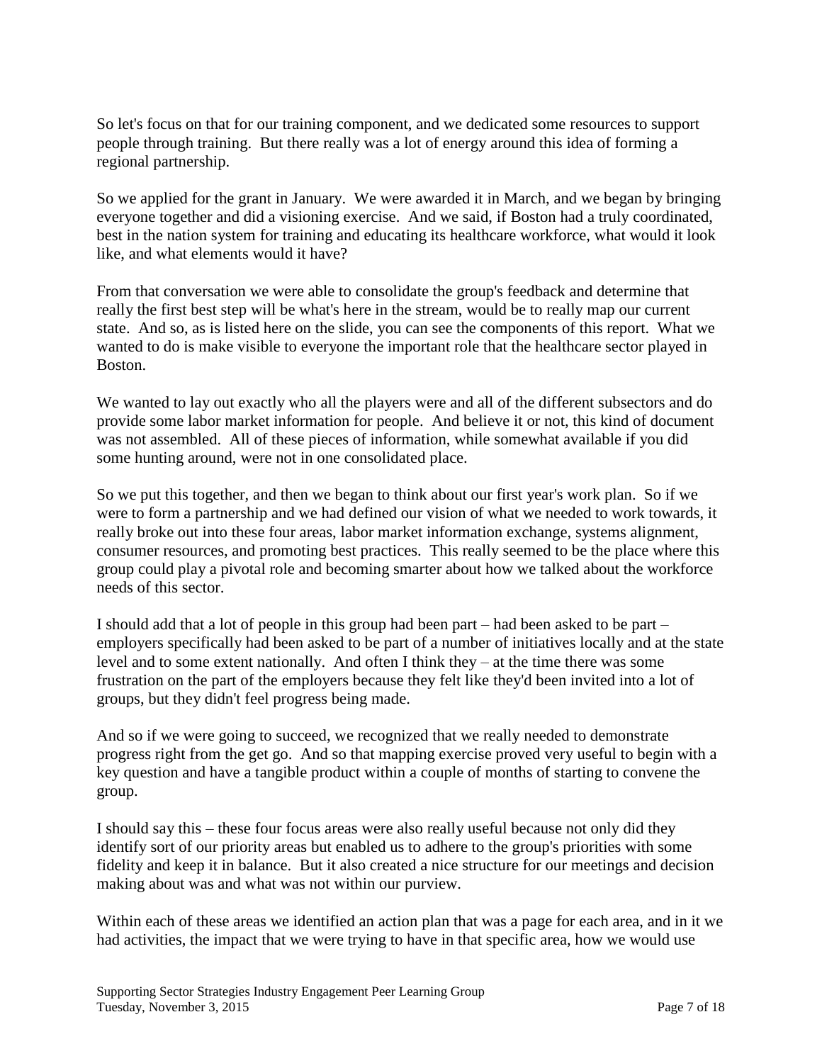So let's focus on that for our training component, and we dedicated some resources to support people through training. But there really was a lot of energy around this idea of forming a regional partnership.

So we applied for the grant in January. We were awarded it in March, and we began by bringing everyone together and did a visioning exercise. And we said, if Boston had a truly coordinated, best in the nation system for training and educating its healthcare workforce, what would it look like, and what elements would it have?

From that conversation we were able to consolidate the group's feedback and determine that really the first best step will be what's here in the stream, would be to really map our current state. And so, as is listed here on the slide, you can see the components of this report. What we wanted to do is make visible to everyone the important role that the healthcare sector played in Boston.

We wanted to lay out exactly who all the players were and all of the different subsectors and do provide some labor market information for people. And believe it or not, this kind of document was not assembled. All of these pieces of information, while somewhat available if you did some hunting around, were not in one consolidated place.

So we put this together, and then we began to think about our first year's work plan. So if we were to form a partnership and we had defined our vision of what we needed to work towards, it really broke out into these four areas, labor market information exchange, systems alignment, consumer resources, and promoting best practices. This really seemed to be the place where this group could play a pivotal role and becoming smarter about how we talked about the workforce needs of this sector.

I should add that a lot of people in this group had been part – had been asked to be part – employers specifically had been asked to be part of a number of initiatives locally and at the state level and to some extent nationally. And often I think they – at the time there was some frustration on the part of the employers because they felt like they'd been invited into a lot of groups, but they didn't feel progress being made.

And so if we were going to succeed, we recognized that we really needed to demonstrate progress right from the get go. And so that mapping exercise proved very useful to begin with a key question and have a tangible product within a couple of months of starting to convene the group.

I should say this – these four focus areas were also really useful because not only did they identify sort of our priority areas but enabled us to adhere to the group's priorities with some fidelity and keep it in balance. But it also created a nice structure for our meetings and decision making about was and what was not within our purview.

Within each of these areas we identified an action plan that was a page for each area, and in it we had activities, the impact that we were trying to have in that specific area, how we would use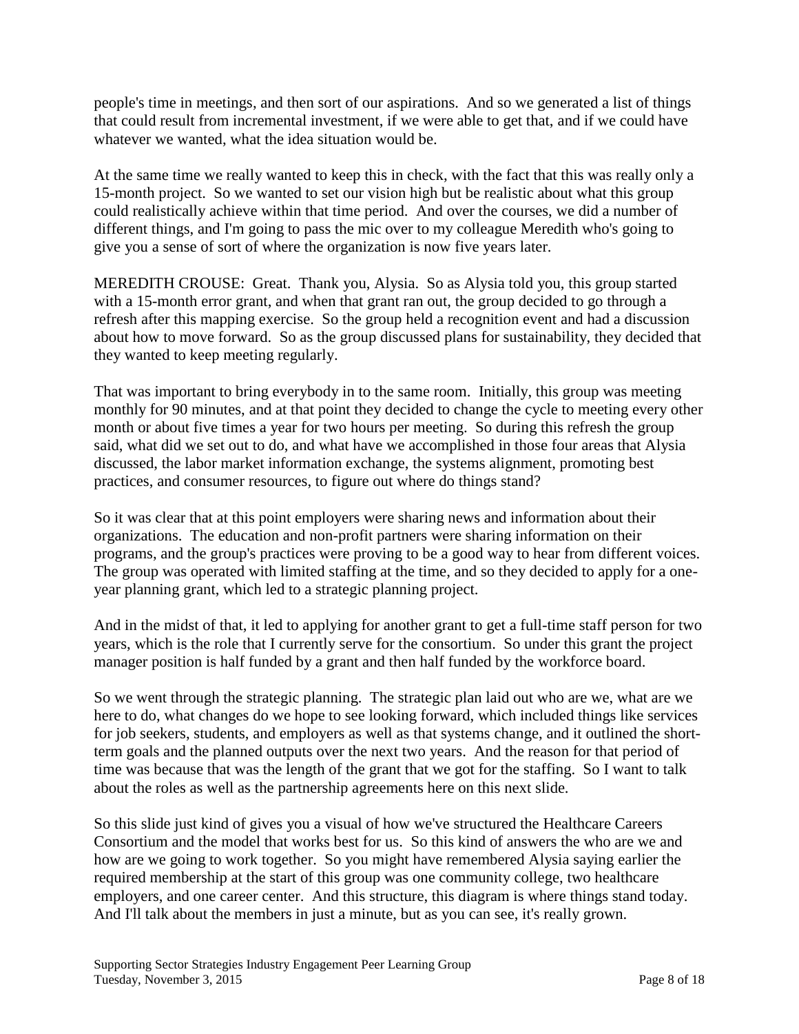people's time in meetings, and then sort of our aspirations. And so we generated a list of things that could result from incremental investment, if we were able to get that, and if we could have whatever we wanted, what the idea situation would be.

At the same time we really wanted to keep this in check, with the fact that this was really only a 15-month project. So we wanted to set our vision high but be realistic about what this group could realistically achieve within that time period. And over the courses, we did a number of different things, and I'm going to pass the mic over to my colleague Meredith who's going to give you a sense of sort of where the organization is now five years later.

MEREDITH CROUSE: Great. Thank you, Alysia. So as Alysia told you, this group started with a 15-month error grant, and when that grant ran out, the group decided to go through a refresh after this mapping exercise. So the group held a recognition event and had a discussion about how to move forward. So as the group discussed plans for sustainability, they decided that they wanted to keep meeting regularly.

That was important to bring everybody in to the same room. Initially, this group was meeting monthly for 90 minutes, and at that point they decided to change the cycle to meeting every other month or about five times a year for two hours per meeting. So during this refresh the group said, what did we set out to do, and what have we accomplished in those four areas that Alysia discussed, the labor market information exchange, the systems alignment, promoting best practices, and consumer resources, to figure out where do things stand?

So it was clear that at this point employers were sharing news and information about their organizations. The education and non-profit partners were sharing information on their programs, and the group's practices were proving to be a good way to hear from different voices. The group was operated with limited staffing at the time, and so they decided to apply for a one-year planning grant, which led to a strategic planning project.

And in the midst of that, it led to applying for another grant to get a full-time staff person for two years, which is the role that I currently serve for the consortium. So under this grant the project manager position is half funded by a grant and then half funded by the workforce board.

So we went through the strategic planning. The strategic plan laid out who are we, what are we here to do, what changes do we hope to see looking forward, which included things like services for job seekers, students, and employers as well as that systems change, and it outlined the short-term goals and the planned outputs over the next two years. And the reason for that period of time was because that was the length of the grant that we got for the staffing. So I want to talk about the roles as well as the partnership agreements here on this next slide.

So this slide just kind of gives you a visual of how we've structured the Healthcare Careers Consortium and the model that works best for us. So this kind of answers the who are we and how are we going to work together. So you might have remembered Alysia saying earlier the required membership at the start of this group was one community college, two healthcare employers, and one career center. And this structure, this diagram is where things stand today. And I'll talk about the members in just a minute, but as you can see, it's really grown.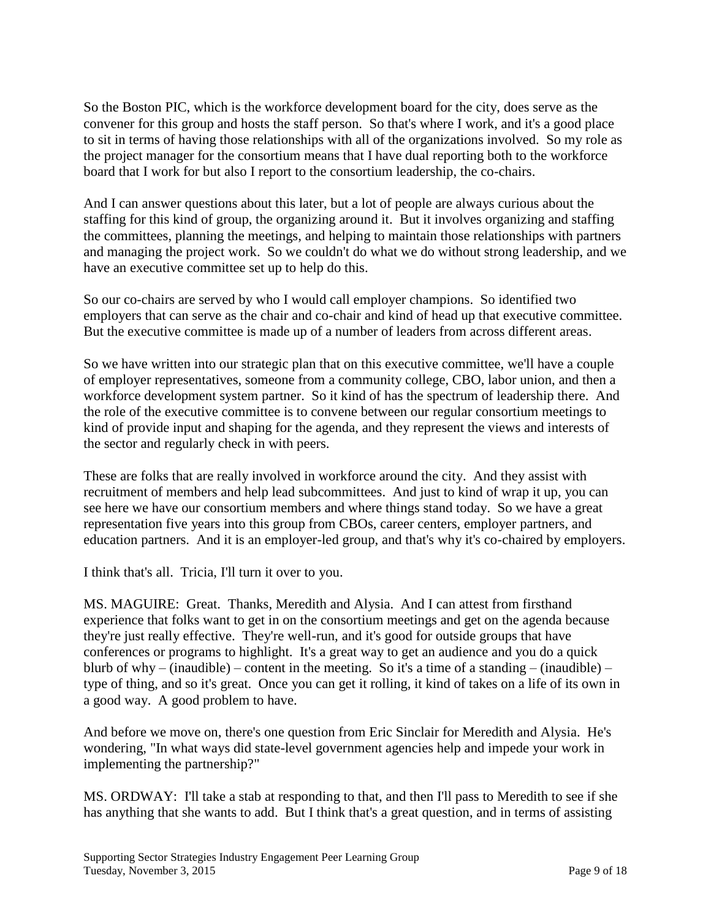So the Boston PIC, which is the workforce development board for the city, does serve as the convener for this group and hosts the staff person. So that's where I work, and it's a good place to sit in terms of having those relationships with all of the organizations involved. So my role as the project manager for the consortium means that I have dual reporting both to the workforce board that I work for but also I report to the consortium leadership, the co-chairs.

And I can answer questions about this later, but a lot of people are always curious about the staffing for this kind of group, the organizing around it. But it involves organizing and staffing the committees, planning the meetings, and helping to maintain those relationships with partners and managing the project work. So we couldn't do what we do without strong leadership, and we have an executive committee set up to help do this.

So our co-chairs are served by who I would call employer champions. So identified two employers that can serve as the chair and co-chair and kind of head up that executive committee. But the executive committee is made up of a number of leaders from across different areas.

So we have written into our strategic plan that on this executive committee, we'll have a couple of employer representatives, someone from a community college, CBO, labor union, and then a workforce development system partner. So it kind of has the spectrum of leadership there. And the role of the executive committee is to convene between our regular consortium meetings to kind of provide input and shaping for the agenda, and they represent the views and interests of the sector and regularly check in with peers.

These are folks that are really involved in workforce around the city. And they assist with recruitment of members and help lead subcommittees. And just to kind of wrap it up, you can see here we have our consortium members and where things stand today. So we have a great representation five years into this group from CBOs, career centers, employer partners, and education partners. And it is an employer-led group, and that's why it's co-chaired by employers.

I think that's all. Tricia, I'll turn it over to you.

MS. MAGUIRE: Great. Thanks, Meredith and Alysia. And I can attest from firsthand experience that folks want to get in on the consortium meetings and get on the agenda because they're just really effective. They're well-run, and it's good for outside groups that have conferences or programs to highlight. It's a great way to get an audience and you do a quick blurb of why – (inaudible) – content in the meeting. So it's a time of a standing – (inaudible) – type of thing, and so it's great. Once you can get it rolling, it kind of takes on a life of its own in a good way. A good problem to have.

And before we move on, there's one question from Eric Sinclair for Meredith and Alysia. He's wondering, "In what ways did state-level government agencies help and impede your work in implementing the partnership?"

MS. ORDWAY: I'll take a stab at responding to that, and then I'll pass to Meredith to see if she has anything that she wants to add. But I think that's a great question, and in terms of assisting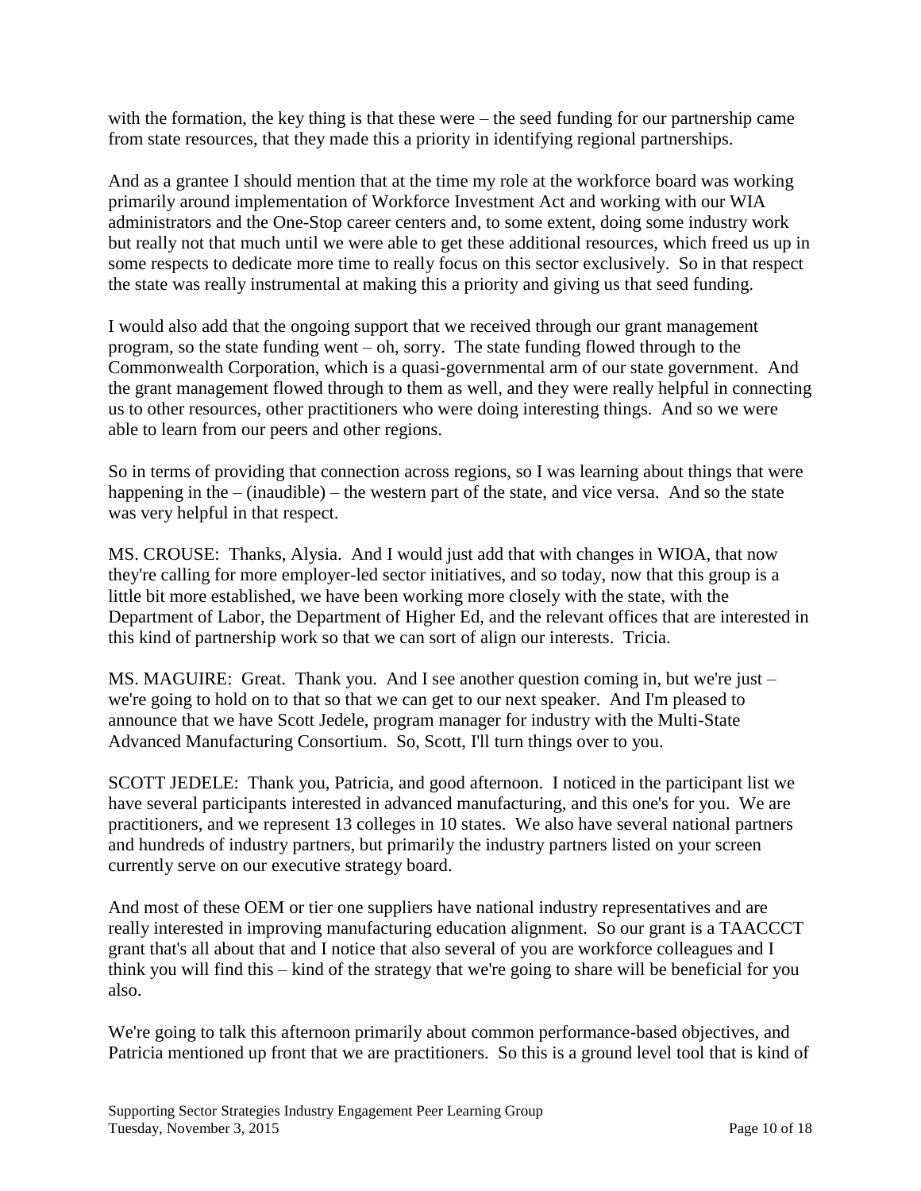with the formation, the key thing is that these were – the seed funding for our partnership came from state resources, that they made this a priority in identifying regional partnerships.

And as a grantee I should mention that at the time my role at the workforce board was working primarily around implementation of Workforce Investment Act and working with our WIA administrators and the One-Stop career centers and, to some extent, doing some industry work but really not that much until we were able to get these additional resources, which freed us up in some respects to dedicate more time to really focus on this sector exclusively. So in that respect the state was really instrumental at making this a priority and giving us that seed funding.

I would also add that the ongoing support that we received through our grant management program, so the state funding went – oh, sorry. The state funding flowed through to the Commonwealth Corporation, which is a quasi-governmental arm of our state government. And the grant management flowed through to them as well, and they were really helpful in connecting us to other resources, other practitioners who were doing interesting things. And so we were able to learn from our peers and other regions.

So in terms of providing that connection across regions, so I was learning about things that were happening in the – (inaudible) – the western part of the state, and vice versa. And so the state was very helpful in that respect.

MS. CROUSE: Thanks, Alysia. And I would just add that with changes in WIOA, that now they're calling for more employer-led sector initiatives, and so today, now that this group is a little bit more established, we have been working more closely with the state, with the Department of Labor, the Department of Higher Ed, and the relevant offices that are interested in this kind of partnership work so that we can sort of align our interests. Tricia.

MS. MAGUIRE: Great. Thank you. And I see another question coming in, but we're just – we're going to hold on to that so that we can get to our next speaker. And I'm pleased to announce that we have Scott Jedele, program manager for industry with the Multi-State Advanced Manufacturing Consortium. So, Scott, I'll turn things over to you.

SCOTT JEDELE: Thank you, Patricia, and good afternoon. I noticed in the participant list we have several participants interested in advanced manufacturing, and this one's for you. We are practitioners, and we represent 13 colleges in 10 states. We also have several national partners and hundreds of industry partners, but primarily the industry partners listed on your screen currently serve on our executive strategy board.

And most of these OEM or tier one suppliers have national industry representatives and are really interested in improving manufacturing education alignment. So our grant is a TAACCCT grant that's all about that and I notice that also several of you are workforce colleagues and I think you will find this – kind of the strategy that we're going to share will be beneficial for you also.

We're going to talk this afternoon primarily about common performance-based objectives, and Patricia mentioned up front that we are practitioners. So this is a ground level tool that is kind of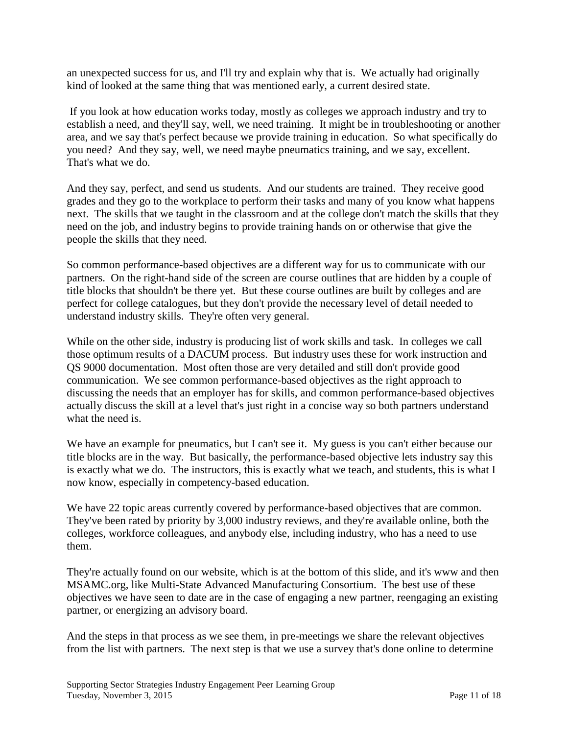an unexpected success for us, and I'll try and explain why that is. We actually had originally kind of looked at the same thing that was mentioned early, a current desired state.

If you look at how education works today, mostly as colleges we approach industry and try to establish a need, and they'll say, well, we need training. It might be in troubleshooting or another area, and we say that's perfect because we provide training in education. So what specifically do you need? And they say, well, we need maybe pneumatics training, and we say, excellent. That's what we do.

And they say, perfect, and send us students. And our students are trained. They receive good grades and they go to the workplace to perform their tasks and many of you know what happens next. The skills that we taught in the classroom and at the college don't match the skills that they need on the job, and industry begins to provide training hands on or otherwise that give the people the skills that they need.

So common performance-based objectives are a different way for us to communicate with our partners. On the right-hand side of the screen are course outlines that are hidden by a couple of title blocks that shouldn't be there yet. But these course outlines are built by colleges and are perfect for college catalogues, but they don't provide the necessary level of detail needed to understand industry skills. They're often very general.

While on the other side, industry is producing list of work skills and task. In colleges we call those optimum results of a DACUM process. But industry uses these for work instruction and QS 9000 documentation. Most often those are very detailed and still don't provide good communication. We see common performance-based objectives as the right approach to discussing the needs that an employer has for skills, and common performance-based objectives actually discuss the skill at a level that's just right in a concise way so both partners understand what the need is.

We have an example for pneumatics, but I can't see it. My guess is you can't either because our title blocks are in the way. But basically, the performance-based objective lets industry say this is exactly what we do. The instructors, this is exactly what we teach, and students, this is what I now know, especially in competency-based education.

We have 22 topic areas currently covered by performance-based objectives that are common. They've been rated by priority by 3,000 industry reviews, and they're available online, both the colleges, workforce colleagues, and anybody else, including industry, who has a need to use them.

They're actually found on our website, which is at the bottom of this slide, and it's www and then MSAMC.org, like Multi-State Advanced Manufacturing Consortium. The best use of these objectives we have seen to date are in the case of engaging a new partner, reengaging an existing partner, or energizing an advisory board.

And the steps in that process as we see them, in pre-meetings we share the relevant objectives from the list with partners. The next step is that we use a survey that's done online to determine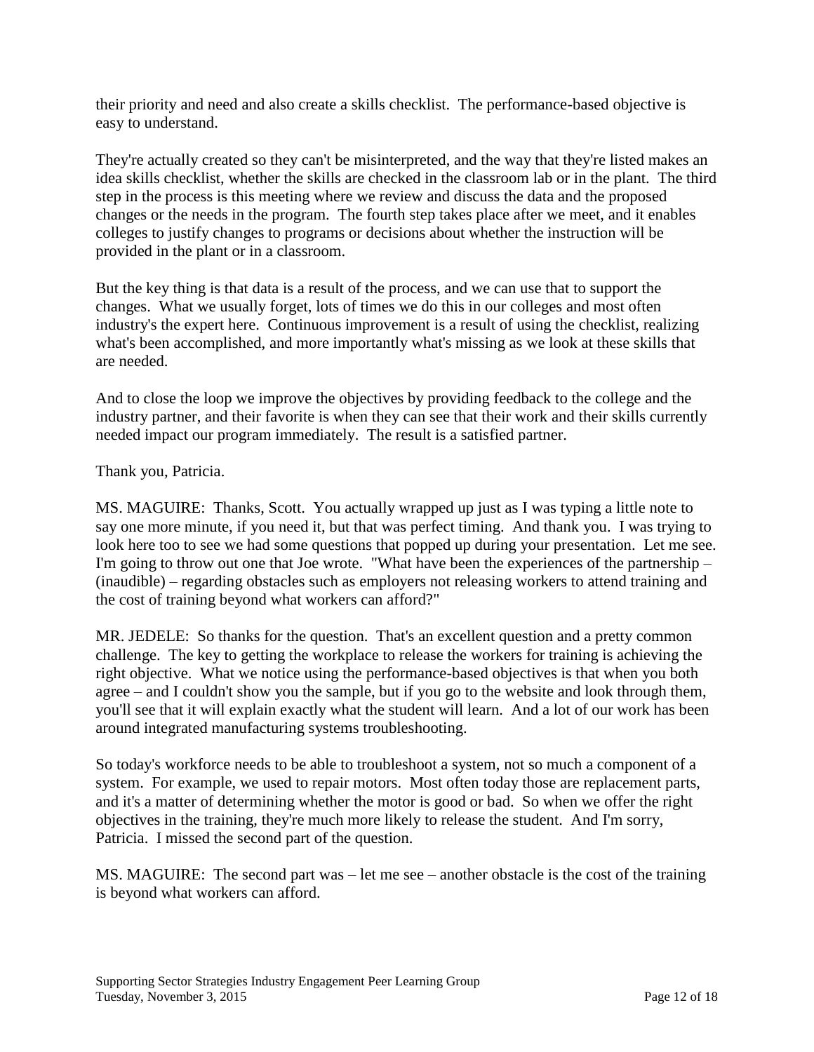their priority and need and also create a skills checklist. The performance-based objective is easy to understand.

They're actually created so they can't be misinterpreted, and the way that they're listed makes an idea skills checklist, whether the skills are checked in the classroom lab or in the plant. The third step in the process is this meeting where we review and discuss the data and the proposed changes or the needs in the program. The fourth step takes place after we meet, and it enables colleges to justify changes to programs or decisions about whether the instruction will be provided in the plant or in a classroom.

But the key thing is that data is a result of the process, and we can use that to support the changes. What we usually forget, lots of times we do this in our colleges and most often industry's the expert here. Continuous improvement is a result of using the checklist, realizing what's been accomplished, and more importantly what's missing as we look at these skills that are needed.

And to close the loop we improve the objectives by providing feedback to the college and the industry partner, and their favorite is when they can see that their work and their skills currently needed impact our program immediately. The result is a satisfied partner.

Thank you, Patricia.

MS. MAGUIRE: Thanks, Scott. You actually wrapped up just as I was typing a little note to say one more minute, if you need it, but that was perfect timing. And thank you. I was trying to look here too to see we had some questions that popped up during your presentation. Let me see. I'm going to throw out one that Joe wrote. "What have been the experiences of the partnership – (inaudible) – regarding obstacles such as employers not releasing workers to attend training and the cost of training beyond what workers can afford?"

MR. JEDELE: So thanks for the question. That's an excellent question and a pretty common challenge. The key to getting the workplace to release the workers for training is achieving the right objective. What we notice using the performance-based objectives is that when you both agree – and I couldn't show you the sample, but if you go to the website and look through them, you'll see that it will explain exactly what the student will learn. And a lot of our work has been around integrated manufacturing systems troubleshooting.

So today's workforce needs to be able to troubleshoot a system, not so much a component of a system. For example, we used to repair motors. Most often today those are replacement parts, and it's a matter of determining whether the motor is good or bad. So when we offer the right objectives in the training, they're much more likely to release the student. And I'm sorry, Patricia. I missed the second part of the question.

MS. MAGUIRE: The second part was – let me see – another obstacle is the cost of the training is beyond what workers can afford.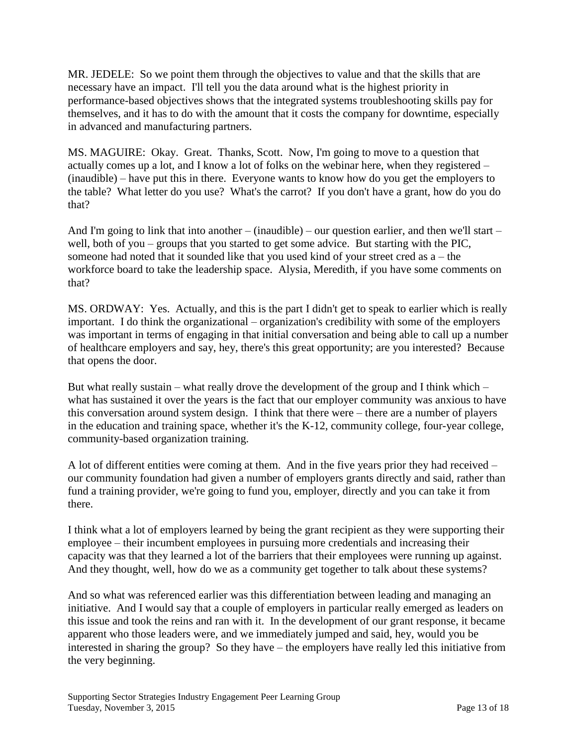MR. JEDELE: So we point them through the objectives to value and that the skills that are necessary have an impact. I'll tell you the data around what is the highest priority in performance-based objectives shows that the integrated systems troubleshooting skills pay for themselves, and it has to do with the amount that it costs the company for downtime, especially in advanced and manufacturing partners.

MS. MAGUIRE: Okay. Great. Thanks, Scott. Now, I'm going to move to a question that actually comes up a lot, and I know a lot of folks on the webinar here, when they registered – (inaudible) – have put this in there. Everyone wants to know how do you get the employers to the table? What letter do you use? What's the carrot? If you don't have a grant, how do you do that?

And I'm going to link that into another – (inaudible) – our question earlier, and then we'll start – well, both of you – groups that you started to get some advice. But starting with the PIC, someone had noted that it sounded like that you used kind of your street cred as a – the workforce board to take the leadership space. Alysia, Meredith, if you have some comments on that?

MS. ORDWAY: Yes. Actually, and this is the part I didn't get to speak to earlier which is really important. I do think the organizational – organization's credibility with some of the employers was important in terms of engaging in that initial conversation and being able to call up a number of healthcare employers and say, hey, there's this great opportunity; are you interested? Because that opens the door.

But what really sustain – what really drove the development of the group and I think which – what has sustained it over the years is the fact that our employer community was anxious to have this conversation around system design. I think that there were – there are a number of players in the education and training space, whether it's the K-12, community college, four-year college, community-based organization training.

A lot of different entities were coming at them. And in the five years prior they had received – our community foundation had given a number of employers grants directly and said, rather than fund a training provider, we're going to fund you, employer, directly and you can take it from there.

I think what a lot of employers learned by being the grant recipient as they were supporting their employee – their incumbent employees in pursuing more credentials and increasing their capacity was that they learned a lot of the barriers that their employees were running up against. And they thought, well, how do we as a community get together to talk about these systems?

And so what was referenced earlier was this differentiation between leading and managing an initiative. And I would say that a couple of employers in particular really emerged as leaders on this issue and took the reins and ran with it. In the development of our grant response, it became apparent who those leaders were, and we immediately jumped and said, hey, would you be interested in sharing the group? So they have – the employers have really led this initiative from the very beginning.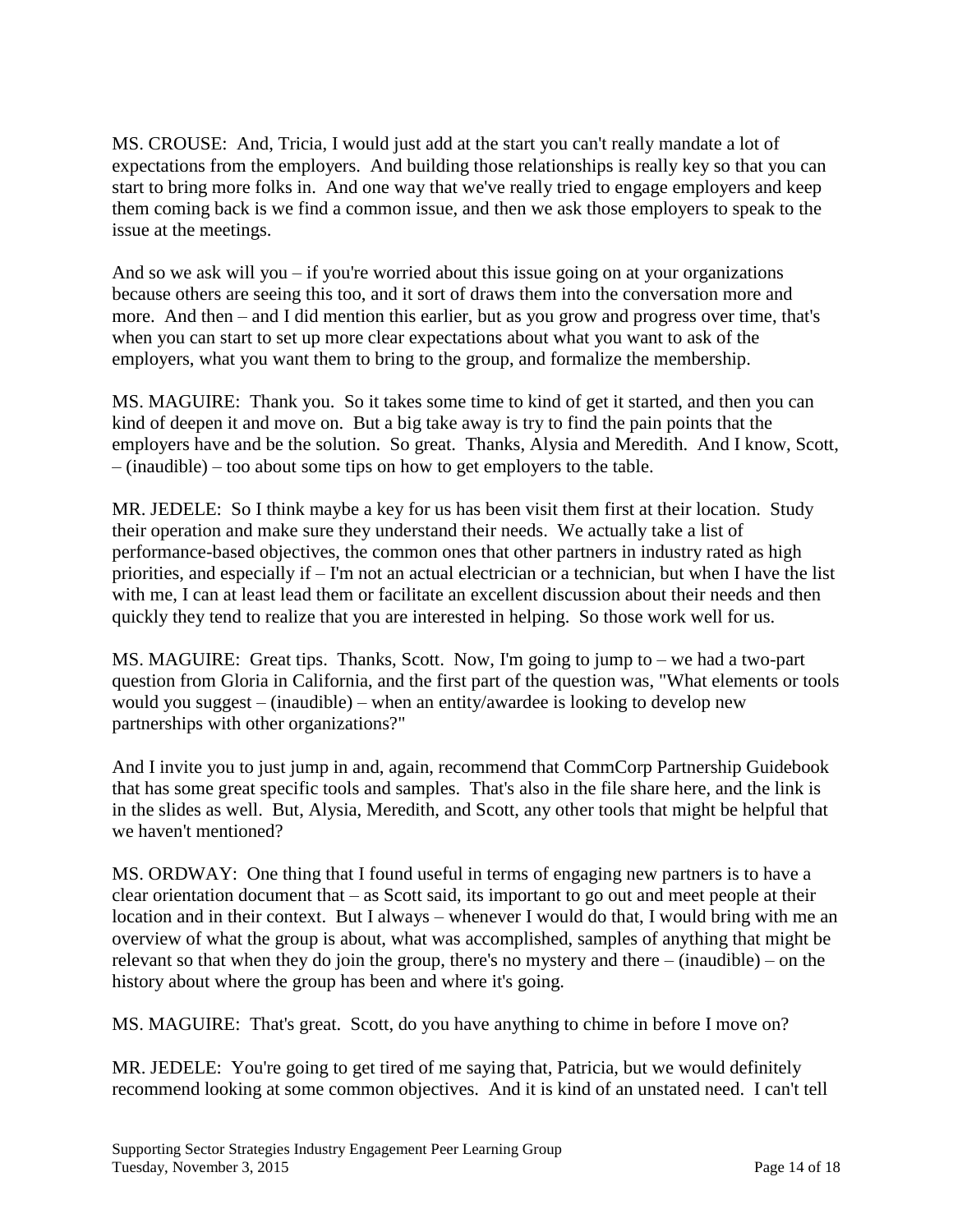MS. CROUSE: And, Tricia, I would just add at the start you can't really mandate a lot of expectations from the employers. And building those relationships is really key so that you can start to bring more folks in. And one way that we've really tried to engage employers and keep them coming back is we find a common issue, and then we ask those employers to speak to the issue at the meetings.

And so we ask will you – if you're worried about this issue going on at your organizations because others are seeing this too, and it sort of draws them into the conversation more and more. And then – and I did mention this earlier, but as you grow and progress over time, that's when you can start to set up more clear expectations about what you want to ask of the employers, what you want them to bring to the group, and formalize the membership.

MS. MAGUIRE: Thank you. So it takes some time to kind of get it started, and then you can kind of deepen it and move on. But a big take away is try to find the pain points that the employers have and be the solution. So great. Thanks, Alysia and Meredith. And I know, Scott, – (inaudible) – too about some tips on how to get employers to the table.

MR. JEDELE: So I think maybe a key for us has been visit them first at their location. Study their operation and make sure they understand their needs. We actually take a list of performance-based objectives, the common ones that other partners in industry rated as high priorities, and especially if – I'm not an actual electrician or a technician, but when I have the list with me, I can at least lead them or facilitate an excellent discussion about their needs and then quickly they tend to realize that you are interested in helping. So those work well for us.

MS. MAGUIRE: Great tips. Thanks, Scott. Now, I'm going to jump to – we had a two-part question from Gloria in California, and the first part of the question was, "What elements or tools would you suggest – (inaudible) – when an entity/awardee is looking to develop new partnerships with other organizations?"

And I invite you to just jump in and, again, recommend that CommCorp Partnership Guidebook that has some great specific tools and samples. That's also in the file share here, and the link is in the slides as well. But, Alysia, Meredith, and Scott, any other tools that might be helpful that we haven't mentioned?

MS. ORDWAY: One thing that I found useful in terms of engaging new partners is to have a clear orientation document that – as Scott said, its important to go out and meet people at their location and in their context. But I always – whenever I would do that, I would bring with me an overview of what the group is about, what was accomplished, samples of anything that might be relevant so that when they do join the group, there's no mystery and there – (inaudible) – on the history about where the group has been and where it's going.

MS. MAGUIRE: That's great. Scott, do you have anything to chime in before I move on?

MR. JEDELE: You're going to get tired of me saying that, Patricia, but we would definitely recommend looking at some common objectives. And it is kind of an unstated need. I can't tell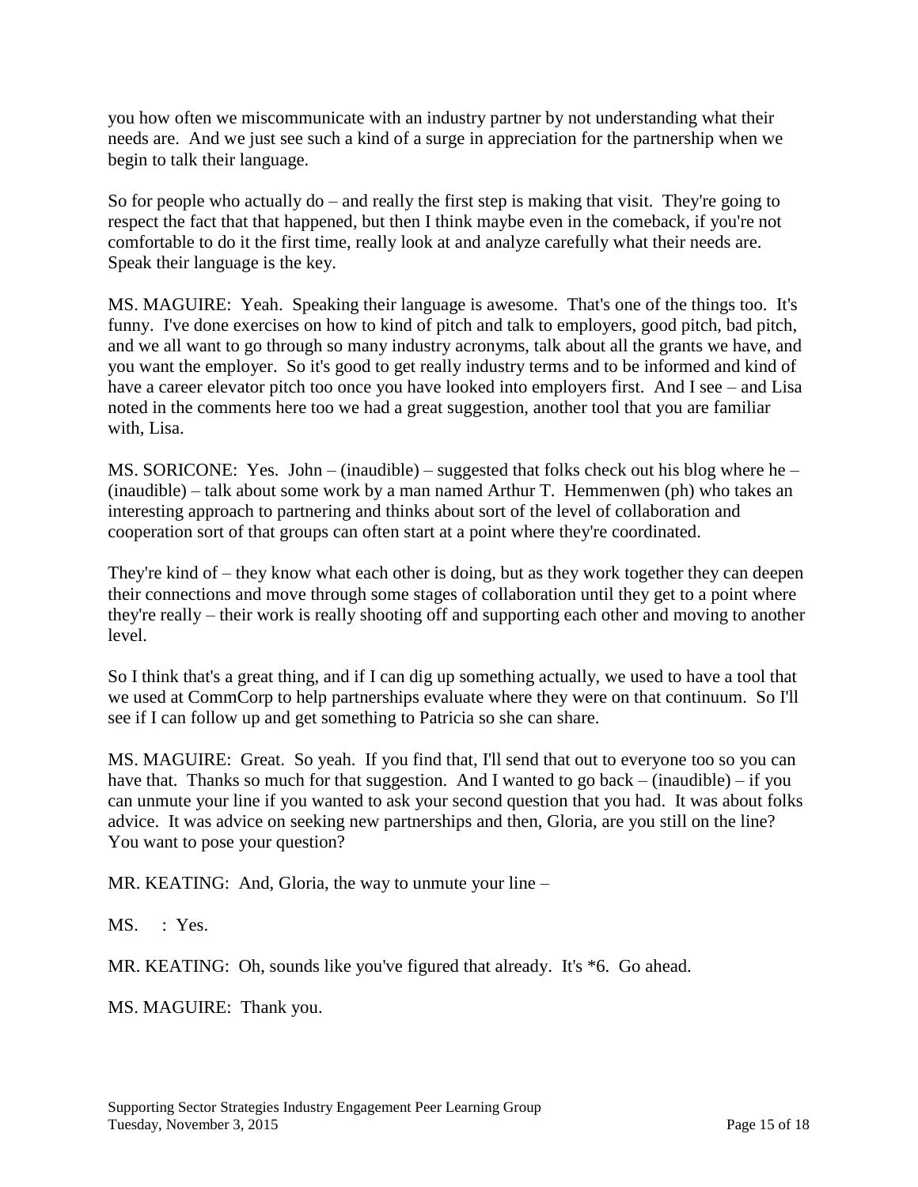you how often we miscommunicate with an industry partner by not understanding what their needs are. And we just see such a kind of a surge in appreciation for the partnership when we begin to talk their language.

So for people who actually do – and really the first step is making that visit. They're going to respect the fact that that happened, but then I think maybe even in the comeback, if you're not comfortable to do it the first time, really look at and analyze carefully what their needs are. Speak their language is the key.

MS. MAGUIRE: Yeah. Speaking their language is awesome. That's one of the things too. It's funny. I've done exercises on how to kind of pitch and talk to employers, good pitch, bad pitch, and we all want to go through so many industry acronyms, talk about all the grants we have, and you want the employer. So it's good to get really industry terms and to be informed and kind of have a career elevator pitch too once you have looked into employers first. And I see – and Lisa noted in the comments here too we had a great suggestion, another tool that you are familiar with, Lisa.

MS. SORICONE: Yes. John – (inaudible) – suggested that folks check out his blog where he – (inaudible) – talk about some work by a man named Arthur T. Hemmenwen (ph) who takes an interesting approach to partnering and thinks about sort of the level of collaboration and cooperation sort of that groups can often start at a point where they're coordinated.

They're kind of – they know what each other is doing, but as they work together they can deepen their connections and move through some stages of collaboration until they get to a point where they're really – their work is really shooting off and supporting each other and moving to another level.

So I think that's a great thing, and if I can dig up something actually, we used to have a tool that we used at CommCorp to help partnerships evaluate where they were on that continuum. So I'll see if I can follow up and get something to Patricia so she can share.

MS. MAGUIRE: Great. So yeah. If you find that, I'll send that out to everyone too so you can have that. Thanks so much for that suggestion. And I wanted to go back – (inaudible) – if you can unmute your line if you wanted to ask your second question that you had. It was about folks advice. It was advice on seeking new partnerships and then, Gloria, are you still on the line? You want to pose your question?

MR. KEATING: And, Gloria, the way to unmute your line –

MS. : Yes.

MR. KEATING: Oh, sounds like you've figured that already. It's *6. Go ahead.

MS. MAGUIRE: Thank you.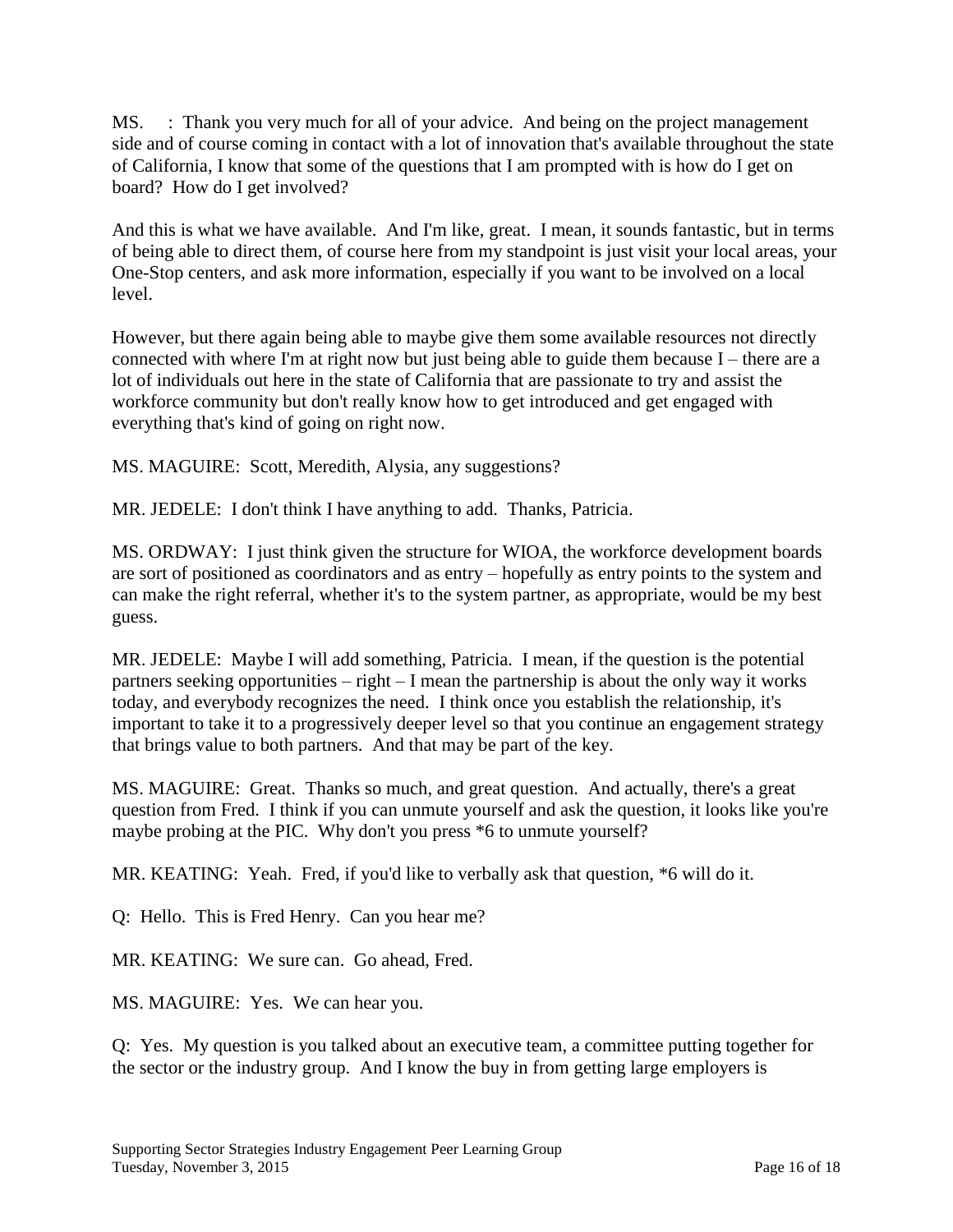MS.    : Thank you very much for all of your advice. And being on the project management side and of course coming in contact with a lot of innovation that's available throughout the state of California, I know that some of the questions that I am prompted with is how do I get on board? How do I get involved?

And this is what we have available. And I'm like, great. I mean, it sounds fantastic, but in terms of being able to direct them, of course here from my standpoint is just visit your local areas, your One-Stop centers, and ask more information, especially if you want to be involved on a local level.

However, but there again being able to maybe give them some available resources not directly connected with where I'm at right now but just being able to guide them because I – there are a lot of individuals out here in the state of California that are passionate to try and assist the workforce community but don't really know how to get introduced and get engaged with everything that's kind of going on right now.

MS. MAGUIRE: Scott, Meredith, Alysia, any suggestions?

MR. JEDELE: I don't think I have anything to add. Thanks, Patricia.

MS. ORDWAY: I just think given the structure for WIOA, the workforce development boards are sort of positioned as coordinators and as entry – hopefully as entry points to the system and can make the right referral, whether it's to the system partner, as appropriate, would be my best guess.

MR. JEDELE: Maybe I will add something, Patricia. I mean, if the question is the potential partners seeking opportunities – right – I mean the partnership is about the only way it works today, and everybody recognizes the need. I think once you establish the relationship, it's important to take it to a progressively deeper level so that you continue an engagement strategy that brings value to both partners. And that may be part of the key.

MS. MAGUIRE: Great. Thanks so much, and great question. And actually, there's a great question from Fred. I think if you can unmute yourself and ask the question, it looks like you're maybe probing at the PIC. Why don't you press *6 to unmute yourself?

MR. KEATING: Yeah. Fred, if you'd like to verbally ask that question, *6 will do it.

Q: Hello. This is Fred Henry. Can you hear me?

MR. KEATING: We sure can. Go ahead, Fred.

MS. MAGUIRE: Yes. We can hear you.

Q: Yes. My question is you talked about an executive team, a committee putting together for the sector or the industry group. And I know the buy in from getting large employers is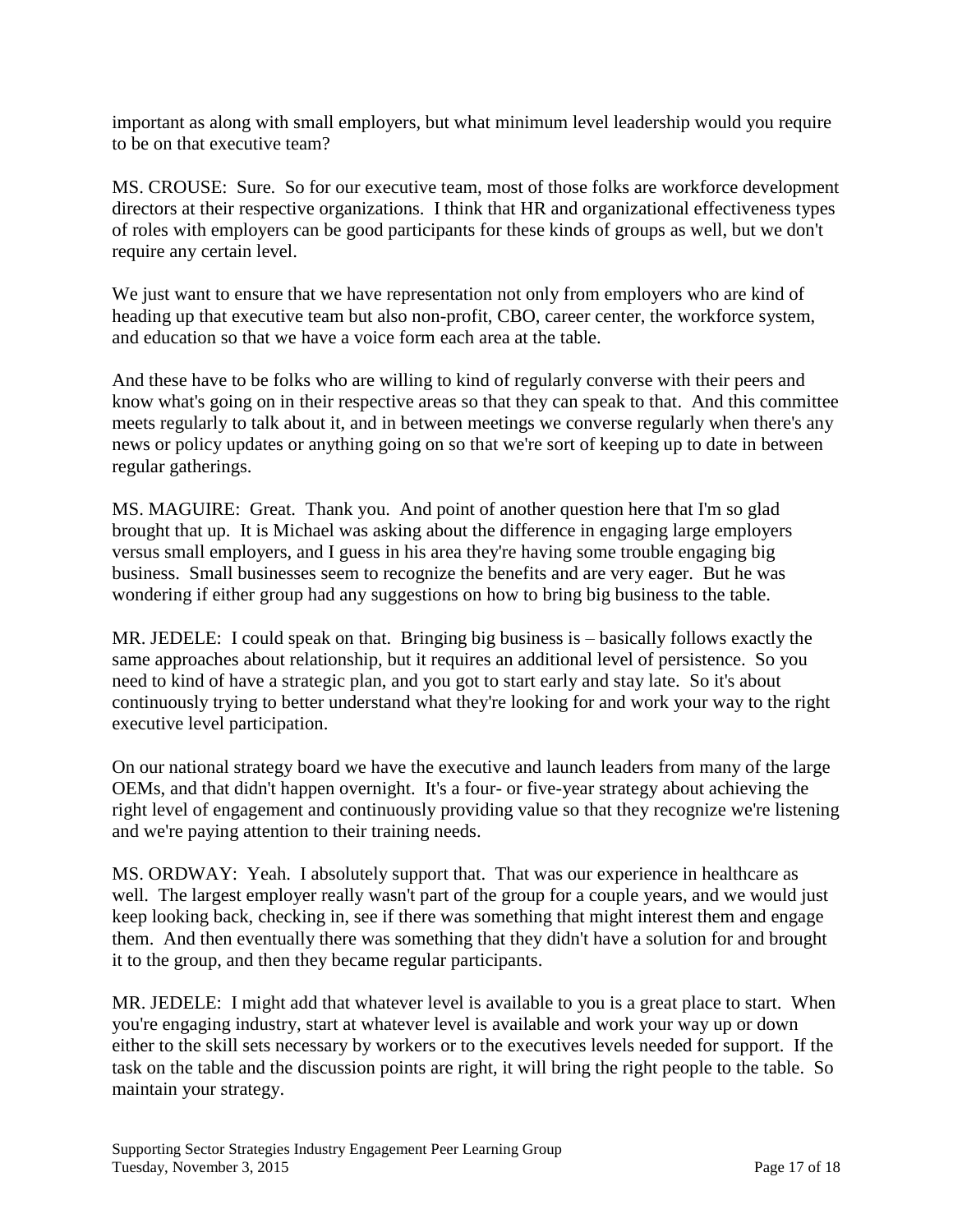important as along with small employers, but what minimum level leadership would you require to be on that executive team?

MS. CROUSE: Sure. So for our executive team, most of those folks are workforce development directors at their respective organizations. I think that HR and organizational effectiveness types of roles with employers can be good participants for these kinds of groups as well, but we don't require any certain level.

We just want to ensure that we have representation not only from employers who are kind of heading up that executive team but also non-profit, CBO, career center, the workforce system, and education so that we have a voice form each area at the table.

And these have to be folks who are willing to kind of regularly converse with their peers and know what's going on in their respective areas so that they can speak to that. And this committee meets regularly to talk about it, and in between meetings we converse regularly when there's any news or policy updates or anything going on so that we're sort of keeping up to date in between regular gatherings.

MS. MAGUIRE: Great. Thank you. And point of another question here that I'm so glad brought that up. It is Michael was asking about the difference in engaging large employers versus small employers, and I guess in his area they're having some trouble engaging big business. Small businesses seem to recognize the benefits and are very eager. But he was wondering if either group had any suggestions on how to bring big business to the table.

MR. JEDELE: I could speak on that. Bringing big business is – basically follows exactly the same approaches about relationship, but it requires an additional level of persistence. So you need to kind of have a strategic plan, and you got to start early and stay late. So it's about continuously trying to better understand what they're looking for and work your way to the right executive level participation.

On our national strategy board we have the executive and launch leaders from many of the large OEMs, and that didn't happen overnight. It's a four- or five-year strategy about achieving the right level of engagement and continuously providing value so that they recognize we're listening and we're paying attention to their training needs.

MS. ORDWAY: Yeah. I absolutely support that. That was our experience in healthcare as well. The largest employer really wasn't part of the group for a couple years, and we would just keep looking back, checking in, see if there was something that might interest them and engage them. And then eventually there was something that they didn't have a solution for and brought it to the group, and then they became regular participants.

MR. JEDELE: I might add that whatever level is available to you is a great place to start. When you're engaging industry, start at whatever level is available and work your way up or down either to the skill sets necessary by workers or to the executives levels needed for support. If the task on the table and the discussion points are right, it will bring the right people to the table. So maintain your strategy.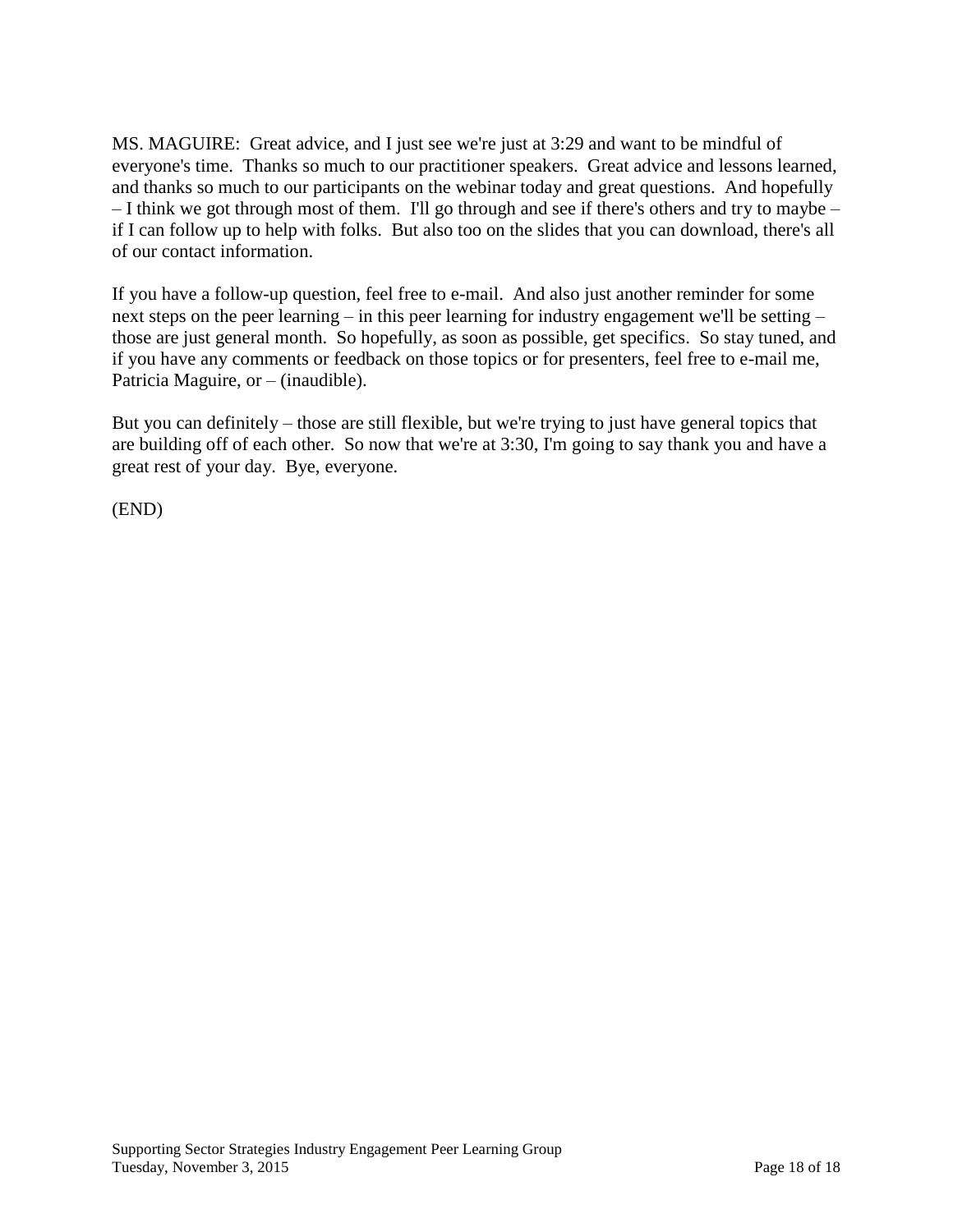MS. MAGUIRE: Great advice, and I just see we're just at 3:29 and want to be mindful of everyone's time. Thanks so much to our practitioner speakers. Great advice and lessons learned, and thanks so much to our participants on the webinar today and great questions. And hopefully – I think we got through most of them. I'll go through and see if there's others and try to maybe – if I can follow up to help with folks. But also too on the slides that you can download, there's all of our contact information.

If you have a follow-up question, feel free to e-mail. And also just another reminder for some next steps on the peer learning – in this peer learning for industry engagement we'll be setting – those are just general month. So hopefully, as soon as possible, get specifics. So stay tuned, and if you have any comments or feedback on those topics or for presenters, feel free to e-mail me, Patricia Maguire, or – (inaudible).

But you can definitely – those are still flexible, but we're trying to just have general topics that are building off of each other. So now that we're at 3:30, I'm going to say thank you and have a great rest of your day. Bye, everyone.

(END)